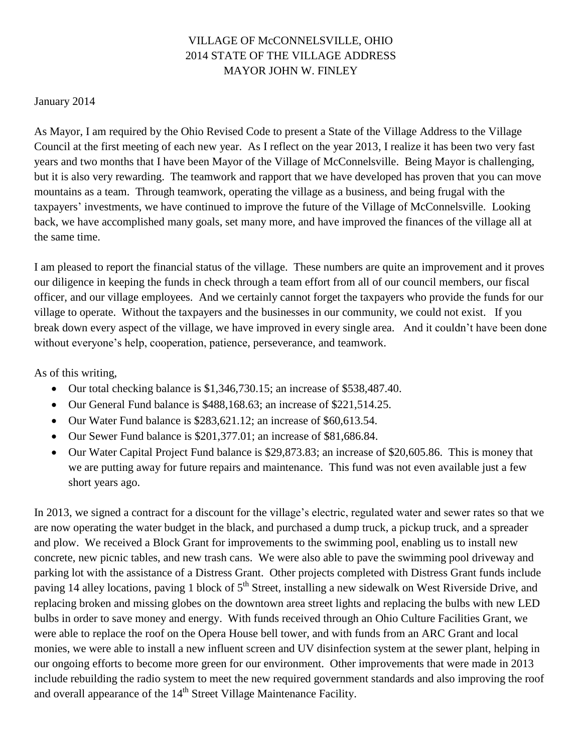# VILLAGE OF McCONNELSVILLE, OHIO
## 2014 STATE OF THE VILLAGE ADDRESS
## MAYOR JOHN W. FINLEY

January 2014

As Mayor, I am required by the Ohio Revised Code to present a State of the Village Address to the Village Council at the first meeting of each new year. As I reflect on the year 2013, I realize it has been two very fast years and two months that I have been Mayor of the Village of McConnelsville. Being Mayor is challenging, but it is also very rewarding. The teamwork and rapport that we have developed has proven that you can move mountains as a team. Through teamwork, operating the village as a business, and being frugal with the taxpayers' investments, we have continued to improve the future of the Village of McConnelsville. Looking back, we have accomplished many goals, set many more, and have improved the finances of the village all at the same time.

I am pleased to report the financial status of the village. These numbers are quite an improvement and it proves our diligence in keeping the funds in check through a team effort from all of our council members, our fiscal officer, and our village employees. And we certainly cannot forget the taxpayers who provide the funds for our village to operate. Without the taxpayers and the businesses in our community, we could not exist. If you break down every aspect of the village, we have improved in every single area. And it couldn't have been done without everyone's help, cooperation, patience, perseverance, and teamwork.

As of this writing,

- Our total checking balance is $1,346,730.15; an increase of $538,487.40.
- Our General Fund balance is $488,168.63; an increase of $221,514.25.
- Our Water Fund balance is $283,621.12; an increase of $60,613.54.
- Our Sewer Fund balance is $201,377.01; an increase of $81,686.84.
- Our Water Capital Project Fund balance is $29,873.83; an increase of $20,605.86. This is money that we are putting away for future repairs and maintenance. This fund was not even available just a few short years ago.

In 2013, we signed a contract for a discount for the village's electric, regulated water and sewer rates so that we are now operating the water budget in the black, and purchased a dump truck, a pickup truck, and a spreader and plow. We received a Block Grant for improvements to the swimming pool, enabling us to install new concrete, new picnic tables, and new trash cans. We were also able to pave the swimming pool driveway and parking lot with the assistance of a Distress Grant. Other projects completed with Distress Grant funds include paving 14 alley locations, paving 1 block of 5th Street, installing a new sidewalk on West Riverside Drive, and replacing broken and missing globes on the downtown area street lights and replacing the bulbs with new LED bulbs in order to save money and energy. With funds received through an Ohio Culture Facilities Grant, we were able to replace the roof on the Opera House bell tower, and with funds from an ARC Grant and local monies, we were able to install a new influent screen and UV disinfection system at the sewer plant, helping in our ongoing efforts to become more green for our environment. Other improvements that were made in 2013 include rebuilding the radio system to meet the new required government standards and also improving the roof and overall appearance of the 14th Street Village Maintenance Facility.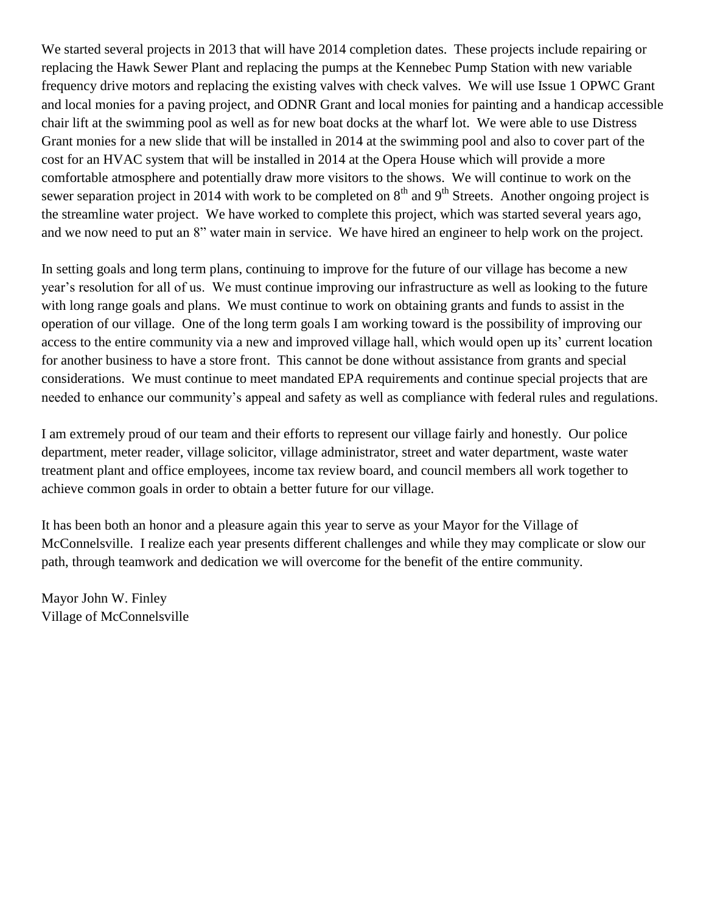We started several projects in 2013 that will have 2014 completion dates. These projects include repairing or replacing the Hawk Sewer Plant and replacing the pumps at the Kennebec Pump Station with new variable frequency drive motors and replacing the existing valves with check valves. We will use Issue 1 OPWC Grant and local monies for a paving project, and ODNR Grant and local monies for painting and a handicap accessible chair lift at the swimming pool as well as for new boat docks at the wharf lot. We were able to use Distress Grant monies for a new slide that will be installed in 2014 at the swimming pool and also to cover part of the cost for an HVAC system that will be installed in 2014 at the Opera House which will provide a more comfortable atmosphere and potentially draw more visitors to the shows. We will continue to work on the sewer separation project in 2014 with work to be completed on 8th and 9th Streets. Another ongoing project is the streamline water project. We have worked to complete this project, which was started several years ago, and we now need to put an 8" water main in service. We have hired an engineer to help work on the project.

In setting goals and long term plans, continuing to improve for the future of our village has become a new year's resolution for all of us. We must continue improving our infrastructure as well as looking to the future with long range goals and plans. We must continue to work on obtaining grants and funds to assist in the operation of our village. One of the long term goals I am working toward is the possibility of improving our access to the entire community via a new and improved village hall, which would open up its' current location for another business to have a store front. This cannot be done without assistance from grants and special considerations. We must continue to meet mandated EPA requirements and continue special projects that are needed to enhance our community's appeal and safety as well as compliance with federal rules and regulations.

I am extremely proud of our team and their efforts to represent our village fairly and honestly. Our police department, meter reader, village solicitor, village administrator, street and water department, waste water treatment plant and office employees, income tax review board, and council members all work together to achieve common goals in order to obtain a better future for our village.

It has been both an honor and a pleasure again this year to serve as your Mayor for the Village of McConnelsville. I realize each year presents different challenges and while they may complicate or slow our path, through teamwork and dedication we will overcome for the benefit of the entire community.

Mayor John W. Finley
Village of McConnelsville